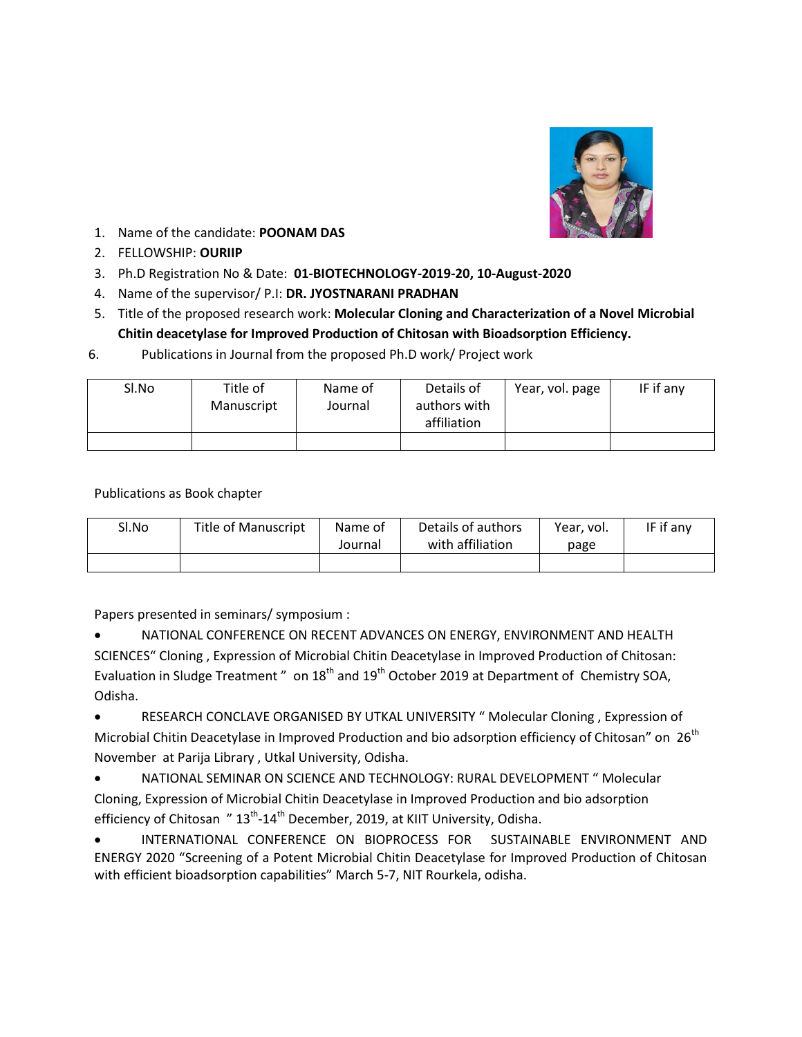1. Name of the candidate: **POONAM DAS**
2. FELLOWSHIP: **OURIIP**
3. Ph.D Registration No & Date: **01-BIOTECHNOLOGY-2019-20, 10-August-2020**
4. Name of the supervisor/ P.I: **DR. JYOSTNARANI PRADHAN**
5. Title of the proposed research work: **Molecular Cloning and Characterization of a Novel Microbial Chitin deacetylase for Improved Production of Chitosan with Bioadsorption Efficiency.**
6. Publications in Journal from the proposed Ph.D work/ Project work

| Sl.No | Title of Manuscript | Name of Journal | Details of authors with affiliation | Year, vol. page | IF if any |
|---|---|---|---|---|---|
| | | | | | |

Publications as Book chapter

| Sl.No | Title of Manuscript | Name of Journal | Details of authors with affiliation | Year, vol. page | IF if any |
|---|---|---|---|---|---|
| | | | | | |

Papers presented in seminars/ symposium :

- NATIONAL CONFERENCE ON RECENT ADVANCES ON ENERGY, ENVIRONMENT AND HEALTH SCIENCES" Cloning , Expression of Microbial Chitin Deacetylase in Improved Production of Chitosan: Evaluation in Sludge Treatment " on 18th and 19th October 2019 at Department of Chemistry SOA, Odisha.
- RESEARCH CONCLAVE ORGANISED BY UTKAL UNIVERSITY " Molecular Cloning , Expression of Microbial Chitin Deacetylase in Improved Production and bio adsorption efficiency of Chitosan" on 26th November at Parija Library , Utkal University, Odisha.
- NATIONAL SEMINAR ON SCIENCE AND TECHNOLOGY: RURAL DEVELOPMENT " Molecular Cloning, Expression of Microbial Chitin Deacetylase in Improved Production and bio adsorption efficiency of Chitosan " 13th-14th December, 2019, at KIIT University, Odisha.
- INTERNATIONAL CONFERENCE ON BIOPROCESS FOR SUSTAINABLE ENVIRONMENT AND ENERGY 2020 "Screening of a Potent Microbial Chitin Deacetylase for Improved Production of Chitosan with efficient bioadsorption capabilities" March 5-7, NIT Rourkela, odisha.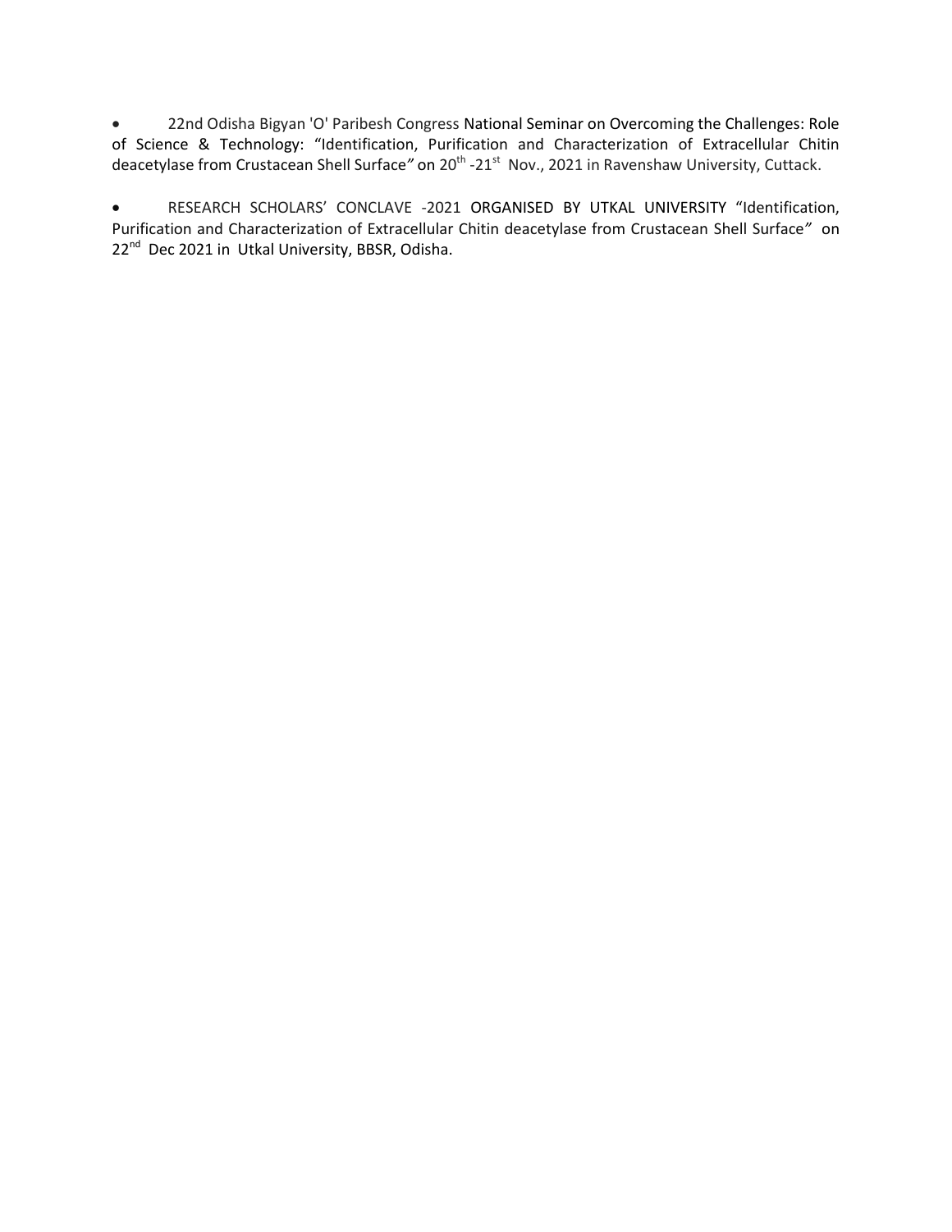- 22nd Odisha Bigyan 'O' Paribesh Congress National Seminar on Overcoming the Challenges: Role of Science & Technology: “Identification, Purification and Characterization of Extracellular Chitin deacetylase from Crustacean Shell Surface” on 20th -21st Nov., 2021 in Ravenshaw University, Cuttack.

- RESEARCH SCHOLARS’ CONCLAVE -2021 ORGANISED BY UTKAL UNIVERSITY “Identification, Purification and Characterization of Extracellular Chitin deacetylase from Crustacean Shell Surface” on 22nd Dec 2021 in Utkal University, BBSR, Odisha.